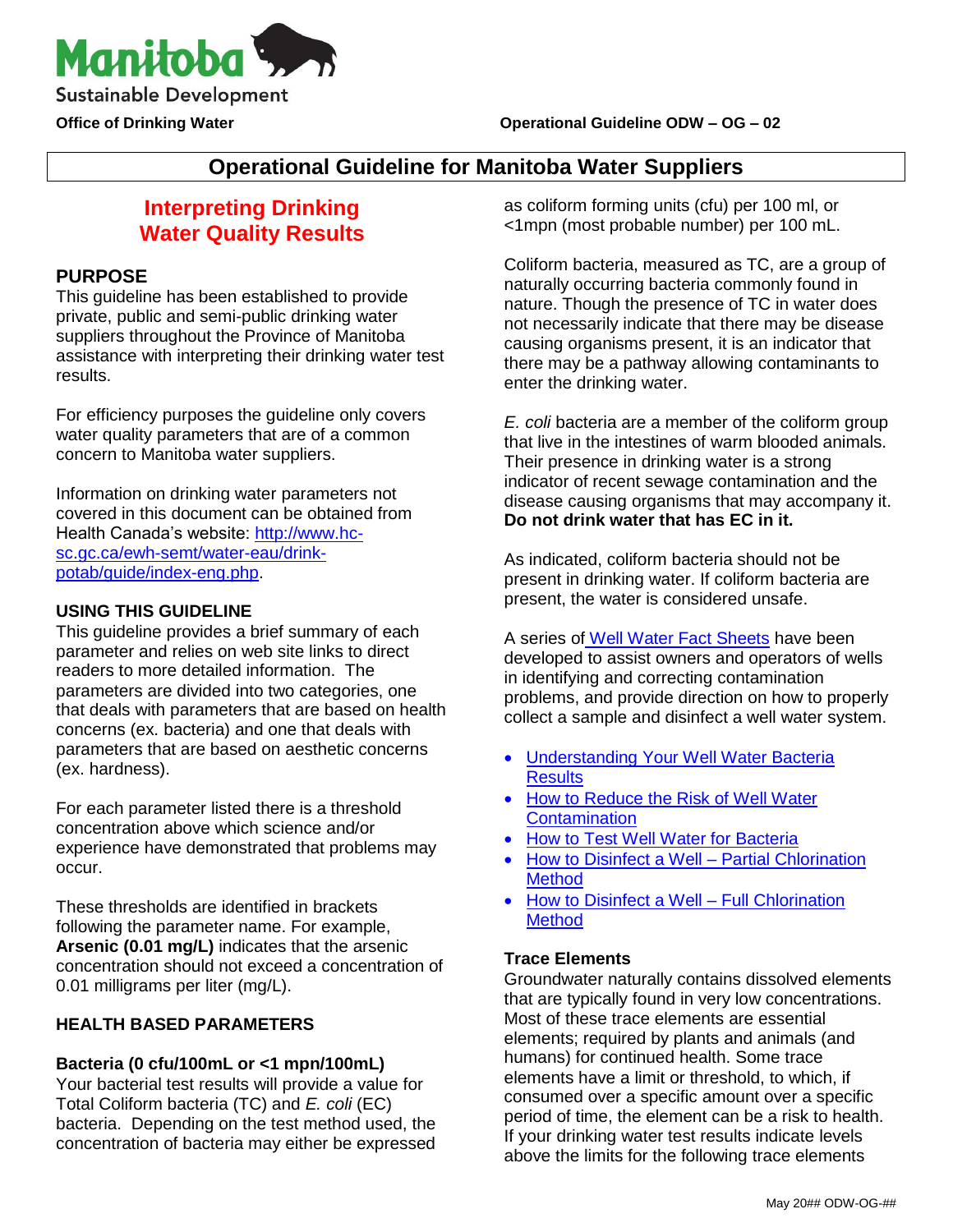Manitoba
Sustainable Development

**Office of Drinking Water** **Operational Guideline ODW – OG – 02**

# Operational Guideline for Manitoba Water Suppliers

## Interpreting Drinking Water Quality Results

## PURPOSE

This guideline has been established to provide private, public and semi-public drinking water suppliers throughout the Province of Manitoba assistance with interpreting their drinking water test results.

For efficiency purposes the guideline only covers water quality parameters that are of a common concern to Manitoba water suppliers.

Information on drinking water parameters not covered in this document can be obtained from Health Canada's website: [http://www.hc-sc.gc.ca/ewh-semt/water-eau/drink-potab/guide/index-eng.php](http://www.hc-sc.gc.ca/ewh-semt/water-eau/drink-potab/guide/index-eng.php).

### USING THIS GUIDELINE

This guideline provides a brief summary of each parameter and relies on web site links to direct readers to more detailed information. The parameters are divided into two categories, one that deals with parameters that are based on health concerns (ex. bacteria) and one that deals with parameters that are based on aesthetic concerns (ex. hardness).

For each parameter listed there is a threshold concentration above which science and/or experience have demonstrated that problems may occur.

These thresholds are identified in brackets following the parameter name. For example, **Arsenic (0.01 mg/L)** indicates that the arsenic concentration should not exceed a concentration of 0.01 milligrams per liter (mg/L).

### HEALTH BASED PARAMETERS

#### Bacteria (0 cfu/100mL or <1 mpn/100mL)

Your bacterial test results will provide a value for Total Coliform bacteria (TC) and *E. coli* (EC) bacteria. Depending on the test method used, the concentration of bacteria may either be expressed as coliform forming units (cfu) per 100 ml, or <1mpn (most probable number) per 100 mL.

Coliform bacteria, measured as TC, are a group of naturally occurring bacteria commonly found in nature. Though the presence of TC in water does not necessarily indicate that there may be disease causing organisms present, it is an indicator that there may be a pathway allowing contaminants to enter the drinking water.

*E. coli* bacteria are a member of the coliform group that live in the intestines of warm blooded animals. Their presence in drinking water is a strong indicator of recent sewage contamination and the disease causing organisms that may accompany it. **Do not drink water that has EC in it.**

As indicated, coliform bacteria should not be present in drinking water. If coliform bacteria are present, the water is considered unsafe.

A series of Well Water Fact Sheets have been developed to assist owners and operators of wells in identifying and correcting contamination problems, and provide direction on how to properly collect a sample and disinfect a well water system.

- Understanding Your Well Water Bacteria Results
- How to Reduce the Risk of Well Water Contamination
- How to Test Well Water for Bacteria
- How to Disinfect a Well – Partial Chlorination Method
- How to Disinfect a Well – Full Chlorination Method

#### Trace Elements

Groundwater naturally contains dissolved elements that are typically found in very low concentrations. Most of these trace elements are essential elements; required by plants and animals (and humans) for continued health. Some trace elements have a limit or threshold, to which, if consumed over a specific amount over a specific period of time, the element can be a risk to health. If your drinking water test results indicate levels above the limits for the following trace elements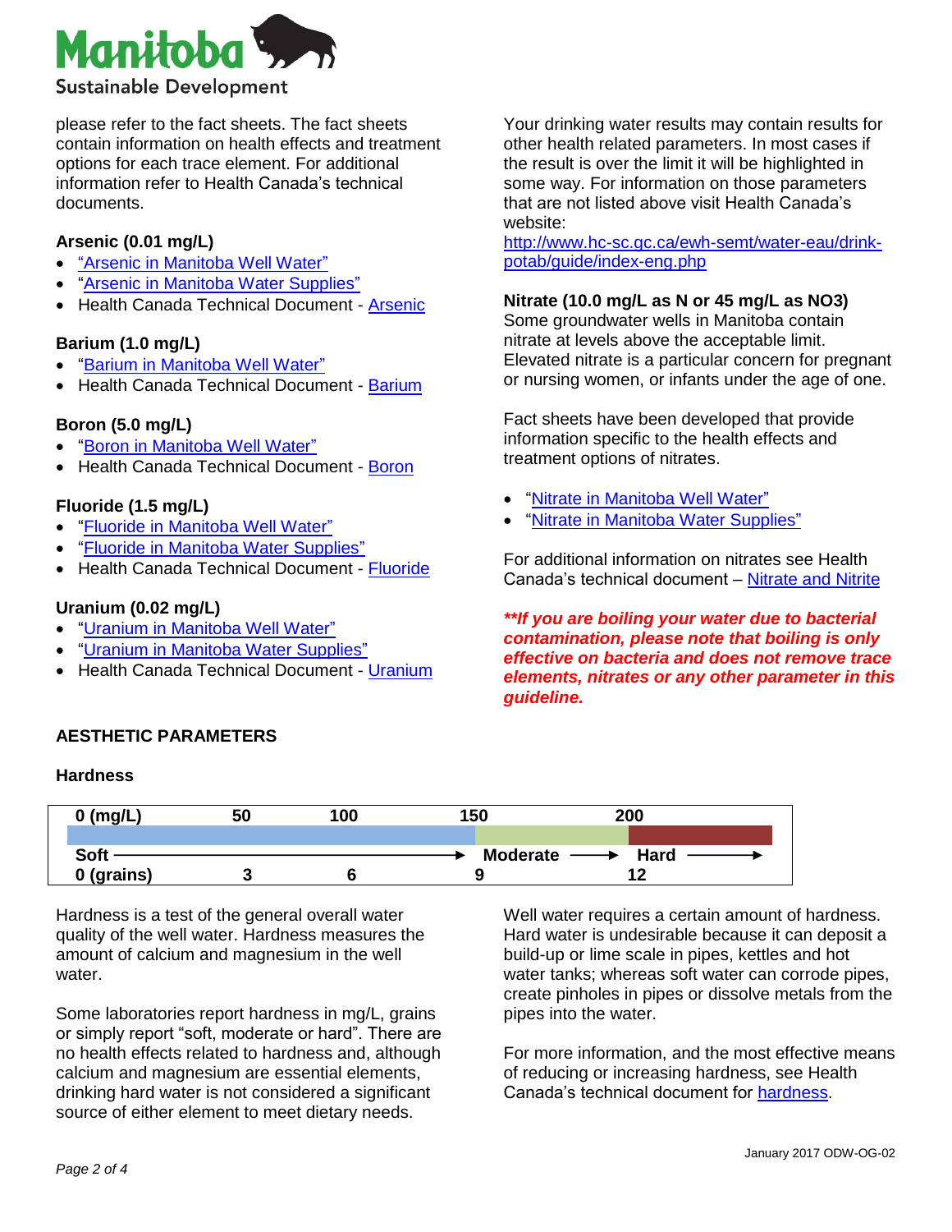please refer to the fact sheets. The fact sheets contain information on health effects and treatment options for each trace element. For additional information refer to Health Canada's technical documents.

**Arsenic (0.01 mg/L)**

- "Arsenic in Manitoba Well Water"
- "Arsenic in Manitoba Water Supplies"
- Health Canada Technical Document - Arsenic

**Barium (1.0 mg/L)**

- "Barium in Manitoba Well Water"
- Health Canada Technical Document - Barium

**Boron (5.0 mg/L)**

- "Boron in Manitoba Well Water"
- Health Canada Technical Document - Boron

**Fluoride (1.5 mg/L)**

- "Fluoride in Manitoba Well Water"
- "Fluoride in Manitoba Water Supplies"
- Health Canada Technical Document - Fluoride

**Uranium (0.02 mg/L)**

- "Uranium in Manitoba Well Water"
- "Uranium in Manitoba Water Supplies"
- Health Canada Technical Document - Uranium

Your drinking water results may contain results for other health related parameters. In most cases if the result is over the limit it will be highlighted in some way. For information on those parameters that are not listed above visit Health Canada's website: http://www.hc-sc.gc.ca/ewh-semt/water-eau/drink-potab/guide/index-eng.php

**Nitrate (10.0 mg/L as N or 45 mg/L as NO3)**
Some groundwater wells in Manitoba contain nitrate at levels above the acceptable limit. Elevated nitrate is a particular concern for pregnant or nursing women, or infants under the age of one.

Fact sheets have been developed that provide information specific to the health effects and treatment options of nitrates.

- "Nitrate in Manitoba Well Water"
- "Nitrate in Manitoba Water Supplies"

For additional information on nitrates see Health Canada's technical document – Nitrate and Nitrite

***\*\*If you are boiling your water due to bacterial contamination, please note that boiling is only effective on bacteria and does not remove trace elements, nitrates or any other parameter in this guideline.***

## AESTHETIC PARAMETERS

### Hardness

| 0 (mg/L) | 50 | 100 | 150 | 200 |
|---|---|---|---|---|
| Soft → | | | Moderate → | Hard → |
| 0 (grains) | 3 | 6 | 9 | 12 |

Hardness is a test of the general overall water quality of the well water. Hardness measures the amount of calcium and magnesium in the well water.

Some laboratories report hardness in mg/L, grains or simply report "soft, moderate or hard". There are no health effects related to hardness and, although calcium and magnesium are essential elements, drinking hard water is not considered a significant source of either element to meet dietary needs.

Well water requires a certain amount of hardness. Hard water is undesirable because it can deposit a build-up or lime scale in pipes, kettles and hot water tanks; whereas soft water can corrode pipes, create pinholes in pipes or dissolve metals from the pipes into the water.

For more information, and the most effective means of reducing or increasing hardness, see Health Canada's technical document for hardness.

January 2017 ODW-OG-02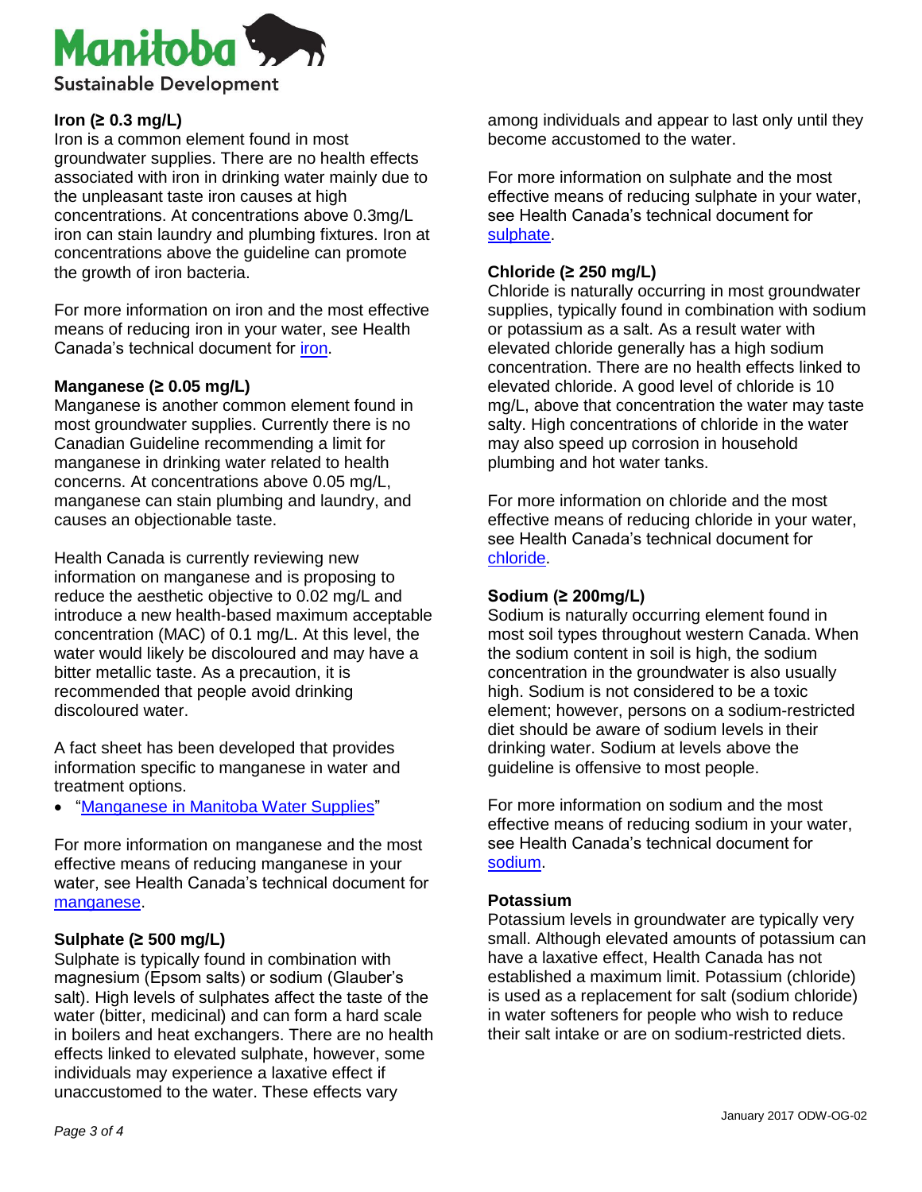**Iron (≥ 0.3 mg/L)**

Iron is a common element found in most groundwater supplies. There are no health effects associated with iron in drinking water mainly due to the unpleasant taste iron causes at high concentrations. At concentrations above 0.3mg/L iron can stain laundry and plumbing fixtures. Iron at concentrations above the guideline can promote the growth of iron bacteria.

For more information on iron and the most effective means of reducing iron in your water, see Health Canada's technical document for iron.

**Manganese (≥ 0.05 mg/L)**

Manganese is another common element found in most groundwater supplies. Currently there is no Canadian Guideline recommending a limit for manganese in drinking water related to health concerns. At concentrations above 0.05 mg/L, manganese can stain plumbing and laundry, and causes an objectionable taste.

Health Canada is currently reviewing new information on manganese and is proposing to reduce the aesthetic objective to 0.02 mg/L and introduce a new health-based maximum acceptable concentration (MAC) of 0.1 mg/L. At this level, the water would likely be discoloured and may have a bitter metallic taste. As a precaution, it is recommended that people avoid drinking discoloured water.

A fact sheet has been developed that provides information specific to manganese in water and treatment options.

- "Manganese in Manitoba Water Supplies"

For more information on manganese and the most effective means of reducing manganese in your water, see Health Canada's technical document for manganese.

**Sulphate (≥ 500 mg/L)**

Sulphate is typically found in combination with magnesium (Epsom salts) or sodium (Glauber's salt). High levels of sulphates affect the taste of the water (bitter, medicinal) and can form a hard scale in boilers and heat exchangers. There are no health effects linked to elevated sulphate, however, some individuals may experience a laxative effect if unaccustomed to the water. These effects vary among individuals and appear to last only until they become accustomed to the water.

For more information on sulphate and the most effective means of reducing sulphate in your water, see Health Canada's technical document for sulphate.

**Chloride (≥ 250 mg/L)**

Chloride is naturally occurring in most groundwater supplies, typically found in combination with sodium or potassium as a salt. As a result water with elevated chloride generally has a high sodium concentration. There are no health effects linked to elevated chloride. A good level of chloride is 10 mg/L, above that concentration the water may taste salty. High concentrations of chloride in the water may also speed up corrosion in household plumbing and hot water tanks.

For more information on chloride and the most effective means of reducing chloride in your water, see Health Canada's technical document for chloride.

**Sodium (≥ 200mg/L)**

Sodium is naturally occurring element found in most soil types throughout western Canada. When the sodium content in soil is high, the sodium concentration in the groundwater is also usually high. Sodium is not considered to be a toxic element; however, persons on a sodium-restricted diet should be aware of sodium levels in their drinking water. Sodium at levels above the guideline is offensive to most people.

For more information on sodium and the most effective means of reducing sodium in your water, see Health Canada's technical document for sodium.

**Potassium**

Potassium levels in groundwater are typically very small. Although elevated amounts of potassium can have a laxative effect, Health Canada has not established a maximum limit. Potassium (chloride) is used as a replacement for salt (sodium chloride) in water softeners for people who wish to reduce their salt intake or are on sodium-restricted diets.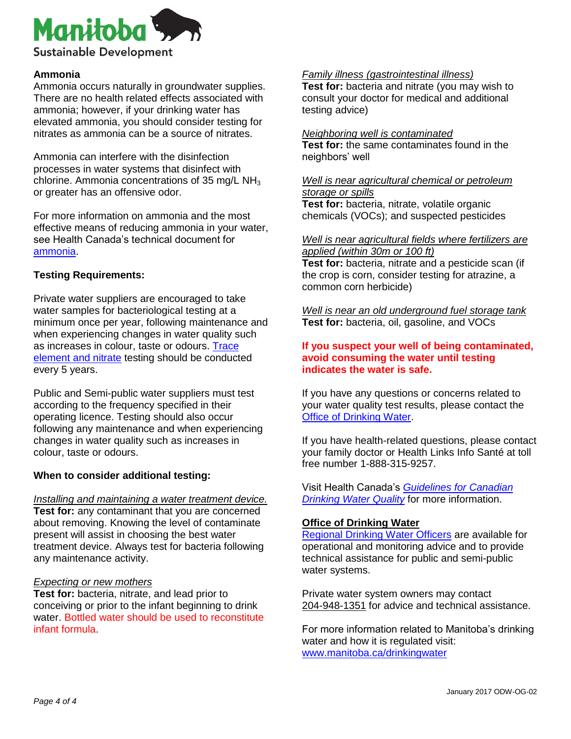**Manitoba**
Sustainable Development

**Ammonia**

Ammonia occurs naturally in groundwater supplies. There are no health related effects associated with ammonia; however, if your drinking water has elevated ammonia, you should consider testing for nitrates as ammonia can be a source of nitrates.

Ammonia can interfere with the disinfection processes in water systems that disinfect with chlorine. Ammonia concentrations of 35 mg/L $NH_3$ or greater has an offensive odor.

For more information on ammonia and the most effective means of reducing ammonia in your water, see Health Canada's technical document for ammonia.

**Testing Requirements:**

Private water suppliers are encouraged to take water samples for bacteriological testing at a minimum once per year, following maintenance and when experiencing changes in water quality such as increases in colour, taste or odours. Trace element and nitrate testing should be conducted every 5 years.

Public and Semi-public water suppliers must test according to the frequency specified in their operating licence. Testing should also occur following any maintenance and when experiencing changes in water quality such as increases in colour, taste or odours.

**When to consider additional testing:**

*Installing and maintaining a water treatment device.*
**Test for:** any contaminant that you are concerned about removing. Knowing the level of contaminate present will assist in choosing the best water treatment device. Always test for bacteria following any maintenance activity.

*Expecting or new mothers*
**Test for:** bacteria, nitrate, and lead prior to conceiving or prior to the infant beginning to drink water. Bottled water should be used to reconstitute infant formula.

*Family illness (gastrointestinal illness)*
**Test for:** bacteria and nitrate (you may wish to consult your doctor for medical and additional testing advice)

*Neighboring well is contaminated*
**Test for:** the same contaminates found in the neighbors' well

*Well is near agricultural chemical or petroleum storage or spills*
**Test for:** bacteria, nitrate, volatile organic chemicals (VOCs); and suspected pesticides

*Well is near agricultural fields where fertilizers are applied (within 30m or 100 ft)*
**Test for:** bacteria, nitrate and a pesticide scan (if the crop is corn, consider testing for atrazine, a common corn herbicide)

*Well is near an old underground fuel storage tank*
**Test for:** bacteria, oil, gasoline, and VOCs

**If you suspect your well of being contaminated, avoid consuming the water until testing indicates the water is safe.**

If you have any questions or concerns related to your water quality test results, please contact the Office of Drinking Water.

If you have health-related questions, please contact your family doctor or Health Links Info Santé at toll free number 1-888-315-9257.

Visit Health Canada's *Guidelines for Canadian Drinking Water Quality* for more information.

**Office of Drinking Water**

Regional Drinking Water Officers are available for operational and monitoring advice and to provide technical assistance for public and semi-public water systems.

Private water system owners may contact 204-948-1351 for advice and technical assistance.

For more information related to Manitoba's drinking water and how it is regulated visit: www.manitoba.ca/drinkingwater

January 2017 ODW-OG-02